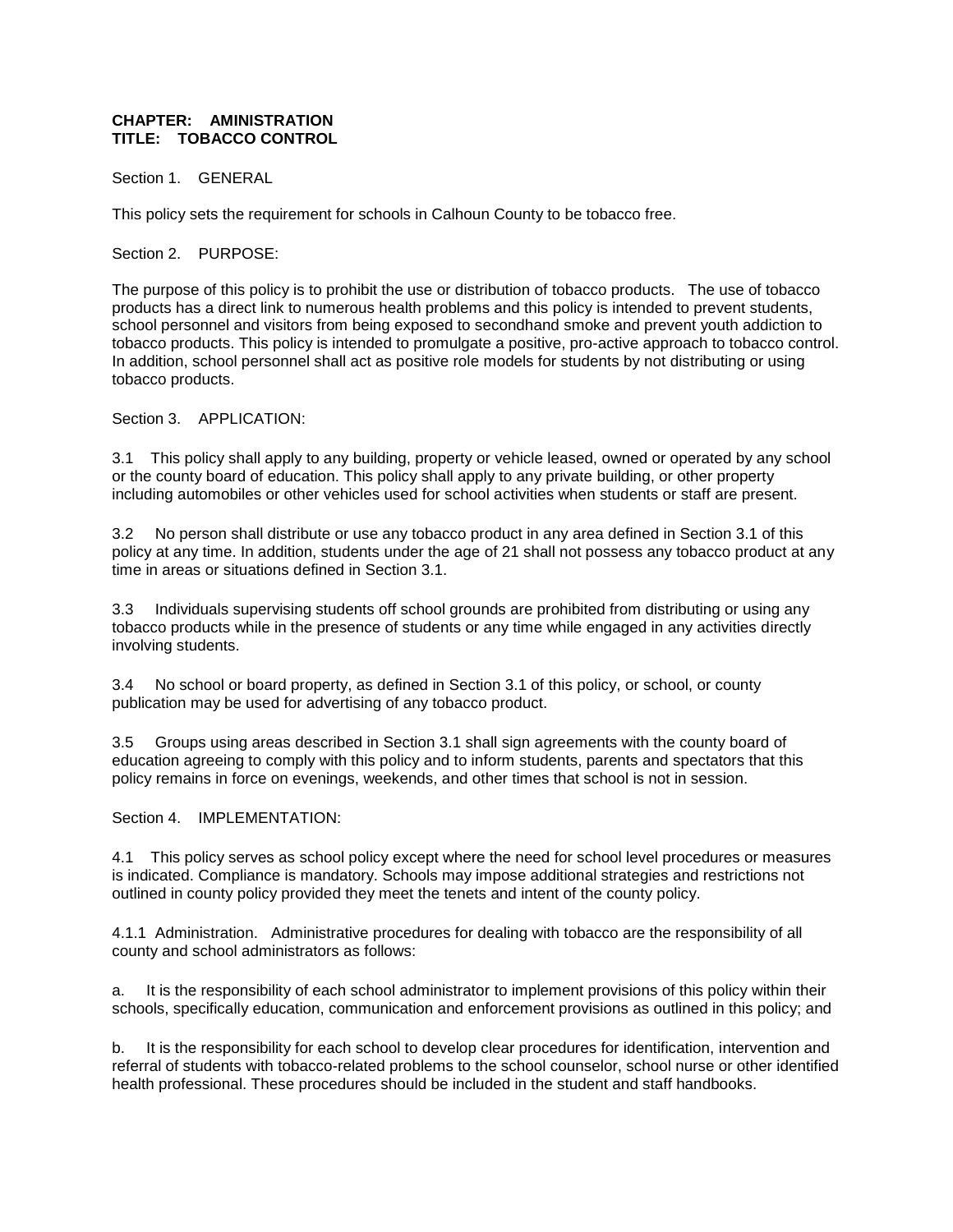**CHAPTER: AMINISTRATION**
**TITLE: TOBACCO CONTROL**

Section 1. GENERAL

This policy sets the requirement for schools in Calhoun County to be tobacco free.

Section 2. PURPOSE:

The purpose of this policy is to prohibit the use or distribution of tobacco products. The use of tobacco products has a direct link to numerous health problems and this policy is intended to prevent students, school personnel and visitors from being exposed to secondhand smoke and prevent youth addiction to tobacco products. This policy is intended to promulgate a positive, pro-active approach to tobacco control. In addition, school personnel shall act as positive role models for students by not distributing or using tobacco products.

Section 3. APPLICATION:

3.1 This policy shall apply to any building, property or vehicle leased, owned or operated by any school or the county board of education. This policy shall apply to any private building, or other property including automobiles or other vehicles used for school activities when students or staff are present.

3.2 No person shall distribute or use any tobacco product in any area defined in Section 3.1 of this policy at any time. In addition, students under the age of 21 shall not possess any tobacco product at any time in areas or situations defined in Section 3.1.

3.3 Individuals supervising students off school grounds are prohibited from distributing or using any tobacco products while in the presence of students or any time while engaged in any activities directly involving students.

3.4 No school or board property, as defined in Section 3.1 of this policy, or school, or county publication may be used for advertising of any tobacco product.

3.5 Groups using areas described in Section 3.1 shall sign agreements with the county board of education agreeing to comply with this policy and to inform students, parents and spectators that this policy remains in force on evenings, weekends, and other times that school is not in session.

Section 4. IMPLEMENTATION:

4.1 This policy serves as school policy except where the need for school level procedures or measures is indicated. Compliance is mandatory. Schools may impose additional strategies and restrictions not outlined in county policy provided they meet the tenets and intent of the county policy.

4.1.1 Administration. Administrative procedures for dealing with tobacco are the responsibility of all county and school administrators as follows:

a. It is the responsibility of each school administrator to implement provisions of this policy within their schools, specifically education, communication and enforcement provisions as outlined in this policy; and

b. It is the responsibility for each school to develop clear procedures for identification, intervention and referral of students with tobacco-related problems to the school counselor, school nurse or other identified health professional. These procedures should be included in the student and staff handbooks.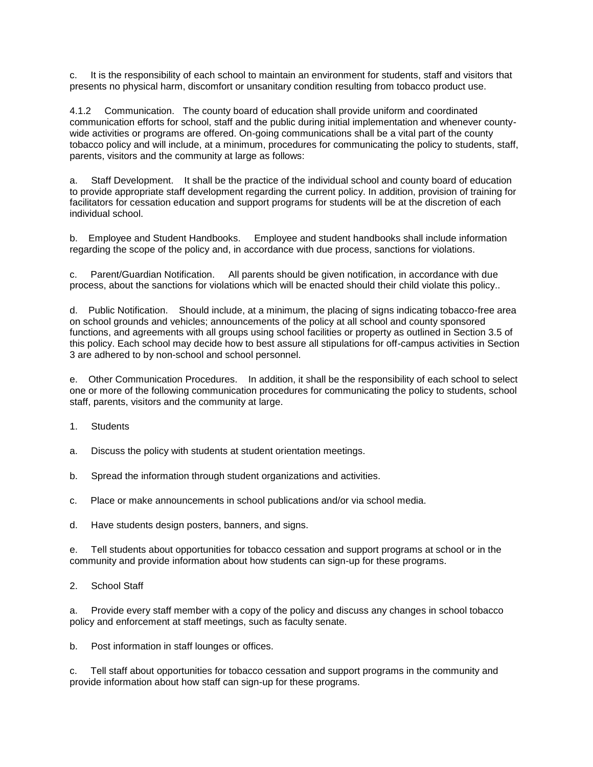c. It is the responsibility of each school to maintain an environment for students, staff and visitors that presents no physical harm, discomfort or unsanitary condition resulting from tobacco product use.

4.1.2 Communication. The county board of education shall provide uniform and coordinated communication efforts for school, staff and the public during initial implementation and whenever county-wide activities or programs are offered. On-going communications shall be a vital part of the county tobacco policy and will include, at a minimum, procedures for communicating the policy to students, staff, parents, visitors and the community at large as follows:

a. Staff Development. It shall be the practice of the individual school and county board of education to provide appropriate staff development regarding the current policy. In addition, provision of training for facilitators for cessation education and support programs for students will be at the discretion of each individual school.

b. Employee and Student Handbooks. Employee and student handbooks shall include information regarding the scope of the policy and, in accordance with due process, sanctions for violations.

c. Parent/Guardian Notification. All parents should be given notification, in accordance with due process, about the sanctions for violations which will be enacted should their child violate this policy..

d. Public Notification. Should include, at a minimum, the placing of signs indicating tobacco-free area on school grounds and vehicles; announcements of the policy at all school and county sponsored functions, and agreements with all groups using school facilities or property as outlined in Section 3.5 of this policy. Each school may decide how to best assure all stipulations for off-campus activities in Section 3 are adhered to by non-school and school personnel.

e. Other Communication Procedures. In addition, it shall be the responsibility of each school to select one or more of the following communication procedures for communicating the policy to students, school staff, parents, visitors and the community at large.

1. Students

a. Discuss the policy with students at student orientation meetings.

b. Spread the information through student organizations and activities.

c. Place or make announcements in school publications and/or via school media.

d. Have students design posters, banners, and signs.

e. Tell students about opportunities for tobacco cessation and support programs at school or in the community and provide information about how students can sign-up for these programs.

2. School Staff

a. Provide every staff member with a copy of the policy and discuss any changes in school tobacco policy and enforcement at staff meetings, such as faculty senate.

b. Post information in staff lounges or offices.

c. Tell staff about opportunities for tobacco cessation and support programs in the community and provide information about how staff can sign-up for these programs.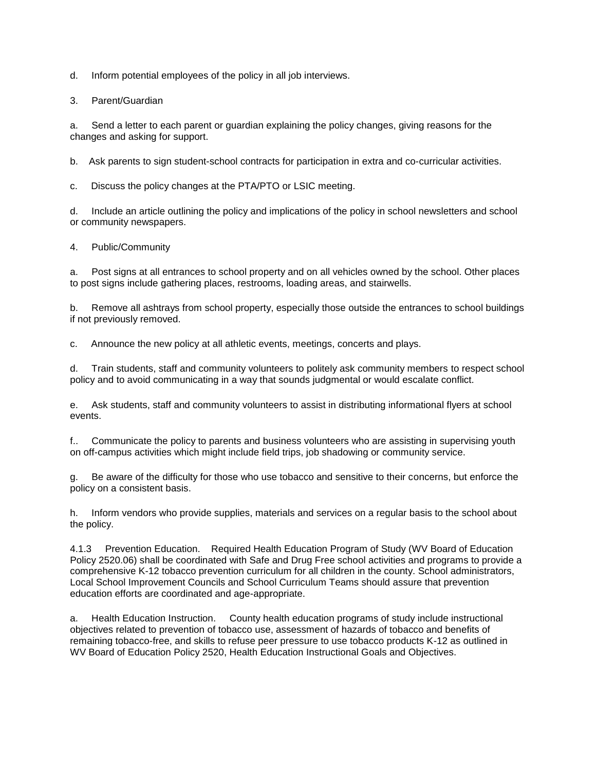d. Inform potential employees of the policy in all job interviews.

3. Parent/Guardian

a. Send a letter to each parent or guardian explaining the policy changes, giving reasons for the changes and asking for support.

b. Ask parents to sign student-school contracts for participation in extra and co-curricular activities.

c. Discuss the policy changes at the PTA/PTO or LSIC meeting.

d. Include an article outlining the policy and implications of the policy in school newsletters and school or community newspapers.

4. Public/Community

a. Post signs at all entrances to school property and on all vehicles owned by the school. Other places to post signs include gathering places, restrooms, loading areas, and stairwells.

b. Remove all ashtrays from school property, especially those outside the entrances to school buildings if not previously removed.

c. Announce the new policy at all athletic events, meetings, concerts and plays.

d. Train students, staff and community volunteers to politely ask community members to respect school policy and to avoid communicating in a way that sounds judgmental or would escalate conflict.

e. Ask students, staff and community volunteers to assist in distributing informational flyers at school events.

f.. Communicate the policy to parents and business volunteers who are assisting in supervising youth on off-campus activities which might include field trips, job shadowing or community service.

g. Be aware of the difficulty for those who use tobacco and sensitive to their concerns, but enforce the policy on a consistent basis.

h. Inform vendors who provide supplies, materials and services on a regular basis to the school about the policy.

4.1.3 Prevention Education. Required Health Education Program of Study (WV Board of Education Policy 2520.06) shall be coordinated with Safe and Drug Free school activities and programs to provide a comprehensive K-12 tobacco prevention curriculum for all children in the county. School administrators, Local School Improvement Councils and School Curriculum Teams should assure that prevention education efforts are coordinated and age-appropriate.

a. Health Education Instruction. County health education programs of study include instructional objectives related to prevention of tobacco use, assessment of hazards of tobacco and benefits of remaining tobacco-free, and skills to refuse peer pressure to use tobacco products K-12 as outlined in WV Board of Education Policy 2520, Health Education Instructional Goals and Objectives.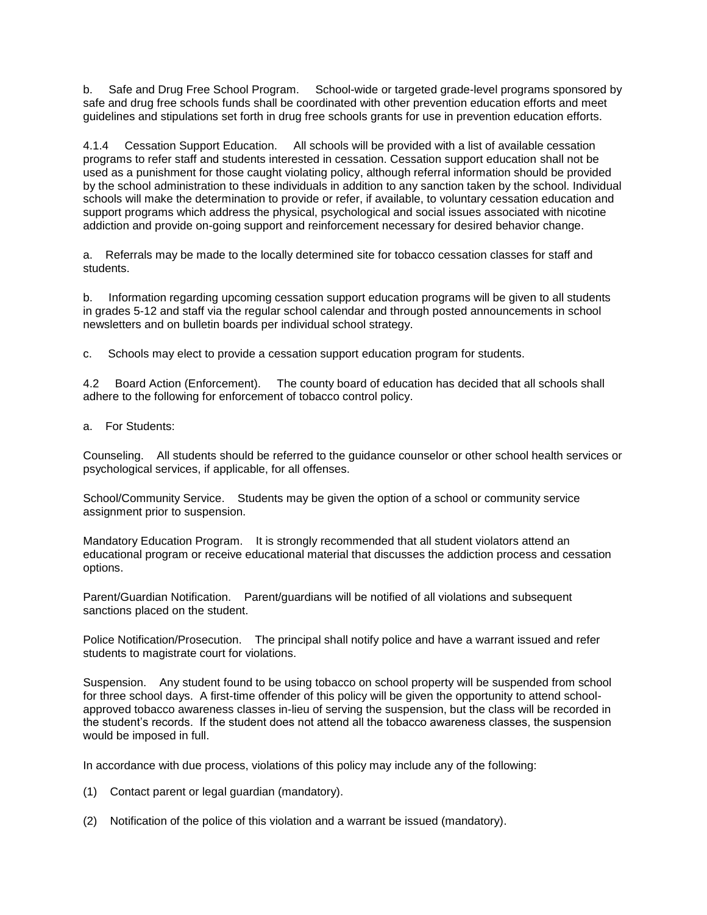b. Safe and Drug Free School Program. School-wide or targeted grade-level programs sponsored by safe and drug free schools funds shall be coordinated with other prevention education efforts and meet guidelines and stipulations set forth in drug free schools grants for use in prevention education efforts.

4.1.4 Cessation Support Education. All schools will be provided with a list of available cessation programs to refer staff and students interested in cessation. Cessation support education shall not be used as a punishment for those caught violating policy, although referral information should be provided by the school administration to these individuals in addition to any sanction taken by the school. Individual schools will make the determination to provide or refer, if available, to voluntary cessation education and support programs which address the physical, psychological and social issues associated with nicotine addiction and provide on-going support and reinforcement necessary for desired behavior change.

a. Referrals may be made to the locally determined site for tobacco cessation classes for staff and students.

b. Information regarding upcoming cessation support education programs will be given to all students in grades 5-12 and staff via the regular school calendar and through posted announcements in school newsletters and on bulletin boards per individual school strategy.

c. Schools may elect to provide a cessation support education program for students.

4.2 Board Action (Enforcement). The county board of education has decided that all schools shall adhere to the following for enforcement of tobacco control policy.

a. For Students:

Counseling. All students should be referred to the guidance counselor or other school health services or psychological services, if applicable, for all offenses.

School/Community Service. Students may be given the option of a school or community service assignment prior to suspension.

Mandatory Education Program. It is strongly recommended that all student violators attend an educational program or receive educational material that discusses the addiction process and cessation options.

Parent/Guardian Notification. Parent/guardians will be notified of all violations and subsequent sanctions placed on the student.

Police Notification/Prosecution. The principal shall notify police and have a warrant issued and refer students to magistrate court for violations.

Suspension. Any student found to be using tobacco on school property will be suspended from school for three school days. A first-time offender of this policy will be given the opportunity to attend school-approved tobacco awareness classes in-lieu of serving the suspension, but the class will be recorded in the student's records. If the student does not attend all the tobacco awareness classes, the suspension would be imposed in full.

In accordance with due process, violations of this policy may include any of the following:

(1) Contact parent or legal guardian (mandatory).

(2) Notification of the police of this violation and a warrant be issued (mandatory).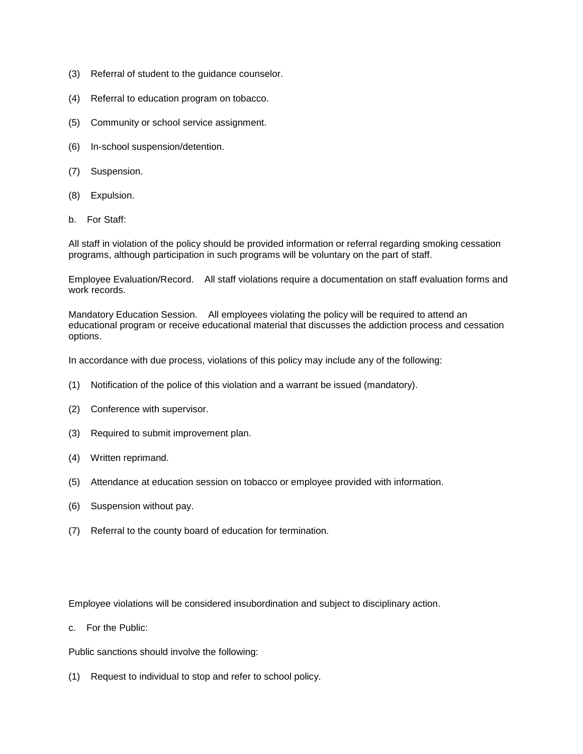(3) Referral of student to the guidance counselor.

(4) Referral to education program on tobacco.

(5) Community or school service assignment.

(6) In-school suspension/detention.

(7) Suspension.

(8) Expulsion.

b. For Staff:

All staff in violation of the policy should be provided information or referral regarding smoking cessation programs, although participation in such programs will be voluntary on the part of staff.

Employee Evaluation/Record. All staff violations require a documentation on staff evaluation forms and work records.

Mandatory Education Session. All employees violating the policy will be required to attend an educational program or receive educational material that discusses the addiction process and cessation options.

In accordance with due process, violations of this policy may include any of the following:

(1) Notification of the police of this violation and a warrant be issued (mandatory).

(2) Conference with supervisor.

(3) Required to submit improvement plan.

(4) Written reprimand.

(5) Attendance at education session on tobacco or employee provided with information.

(6) Suspension without pay.

(7) Referral to the county board of education for termination.

Employee violations will be considered insubordination and subject to disciplinary action.

c. For the Public:

Public sanctions should involve the following:

(1) Request to individual to stop and refer to school policy.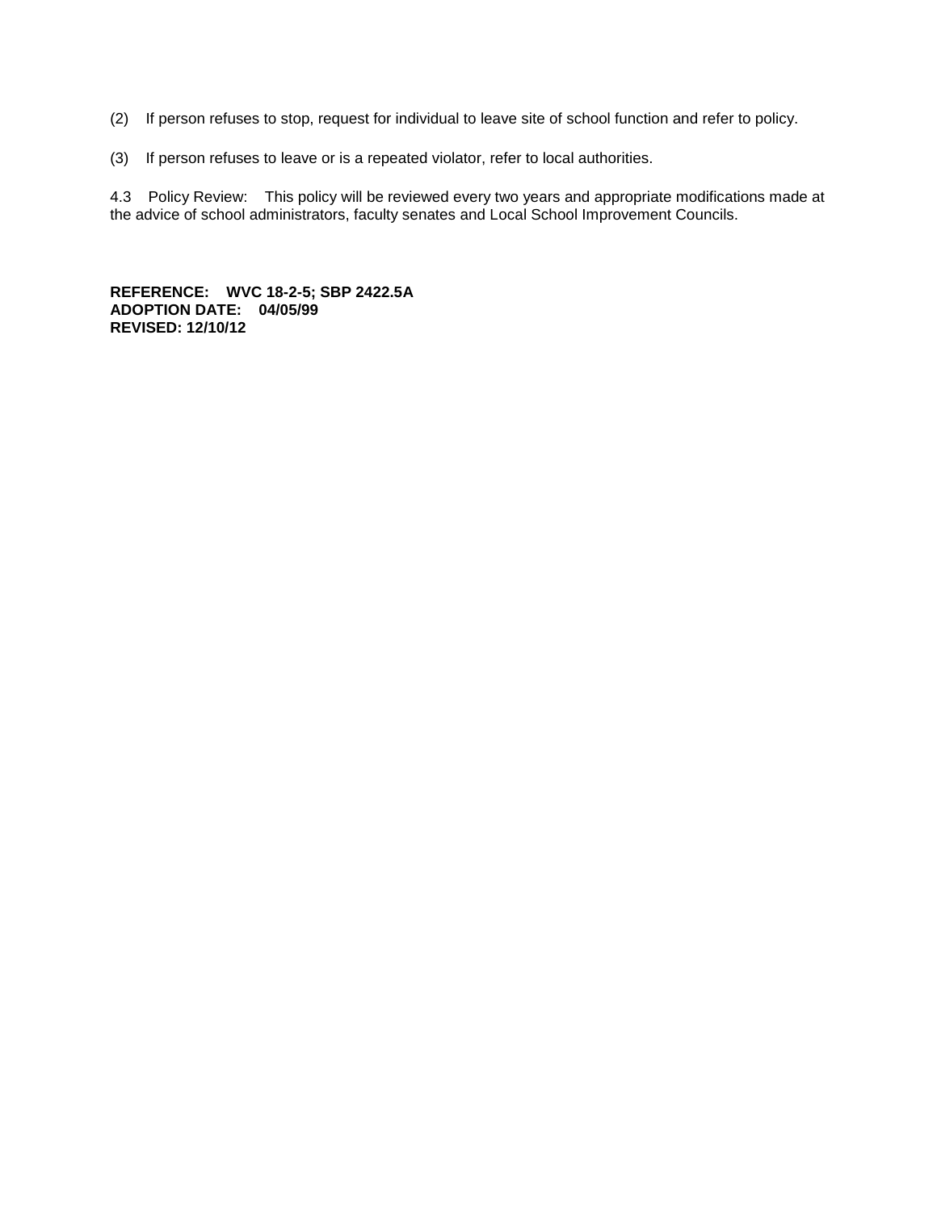(2) If person refuses to stop, request for individual to leave site of school function and refer to policy.

(3) If person refuses to leave or is a repeated violator, refer to local authorities.

4.3 Policy Review: This policy will be reviewed every two years and appropriate modifications made at the advice of school administrators, faculty senates and Local School Improvement Councils.

**REFERENCE: WVC 18-2-5; SBP 2422.5A**
**ADOPTION DATE: 04/05/99**
**REVISED: 12/10/12**